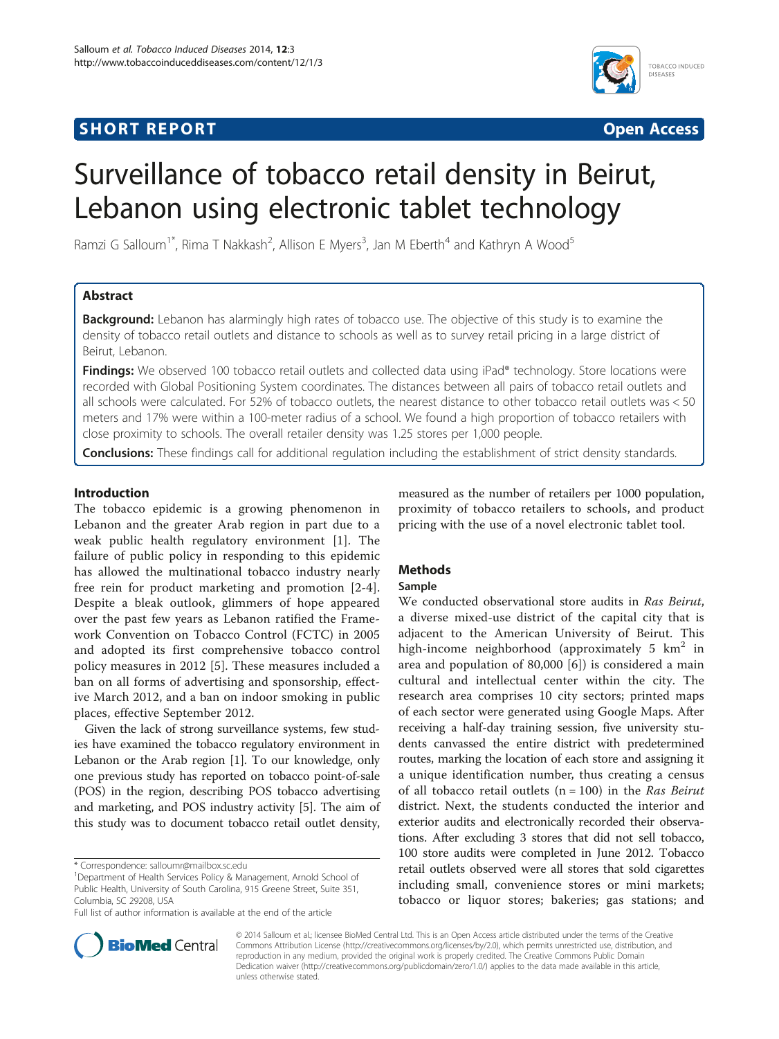**SHORT REPORT** **Open Access**

# Surveillance of tobacco retail density in Beirut, Lebanon using electronic tablet technology

Ramzi G Salloum[1*], Rima T Nakkash[2], Allison E Myers[3], Jan M Eberth[4] and Kathryn A Wood[5]

## Abstract

**Background:** Lebanon has alarmingly high rates of tobacco use. The objective of this study is to examine the density of tobacco retail outlets and distance to schools as well as to survey retail pricing in a large district of Beirut, Lebanon.

**Findings:** We observed 100 tobacco retail outlets and collected data using iPad® technology. Store locations were recorded with Global Positioning System coordinates. The distances between all pairs of tobacco retail outlets and all schools were calculated. For 52% of tobacco outlets, the nearest distance to other tobacco retail outlets was < 50 meters and 17% were within a 100-meter radius of a school. We found a high proportion of tobacco retailers with close proximity to schools. The overall retailer density was 1.25 stores per 1,000 people.

**Conclusions:** These findings call for additional regulation including the establishment of strict density standards.

## Introduction

The tobacco epidemic is a growing phenomenon in Lebanon and the greater Arab region in part due to a weak public health regulatory environment [1]. The failure of public policy in responding to this epidemic has allowed the multinational tobacco industry nearly free rein for product marketing and promotion [2-4]. Despite a bleak outlook, glimmers of hope appeared over the past few years as Lebanon ratified the Framework Convention on Tobacco Control (FCTC) in 2005 and adopted its first comprehensive tobacco control policy measures in 2012 [5]. These measures included a ban on all forms of advertising and sponsorship, effective March 2012, and a ban on indoor smoking in public places, effective September 2012.

Given the lack of strong surveillance systems, few studies have examined the tobacco regulatory environment in Lebanon or the Arab region [1]. To our knowledge, only one previous study has reported on tobacco point-of-sale (POS) in the region, describing POS tobacco advertising and marketing, and POS industry activity [5]. The aim of this study was to document tobacco retail outlet density, measured as the number of retailers per 1000 population, proximity of tobacco retailers to schools, and product pricing with the use of a novel electronic tablet tool.

## Methods

### Sample

We conducted observational store audits in *Ras Beirut*, a diverse mixed-use district of the capital city that is adjacent to the American University of Beirut. This high-income neighborhood (approximately 5 $km^2$ in area and population of 80,000 [6]) is considered a main cultural and intellectual center within the city. The research area comprises 10 city sectors; printed maps of each sector were generated using Google Maps. After receiving a half-day training session, five university students canvassed the entire district with predetermined routes, marking the location of each store and assigning it a unique identification number, thus creating a census of all tobacco retail outlets (n = 100) in the *Ras Beirut* district. Next, the students conducted the interior and exterior audits and electronically recorded their observations. After excluding 3 stores that did not sell tobacco, 100 store audits were completed in June 2012. Tobacco retail outlets observed were all stores that sold cigarettes including small, convenience stores or mini markets; tobacco or liquor stores; bakeries; gas stations; and

\* Correspondence: salloumr@mailbox.sc.edu
[1]Department of Health Services Policy & Management, Arnold School of Public Health, University of South Carolina, 915 Greene Street, Suite 351, Columbia, SC 29208, USA
Full list of author information is available at the end of the article

© 2014 Salloum et al.; licensee BioMed Central Ltd. This is an Open Access article distributed under the terms of the Creative Commons Attribution License (http://creativecommons.org/licenses/by/2.0), which permits unrestricted use, distribution, and reproduction in any medium, provided the original work is properly credited. The Creative Commons Public Domain Dedication waiver (http://creativecommons.org/publicdomain/zero/1.0/) applies to the data made available in this article, unless otherwise stated.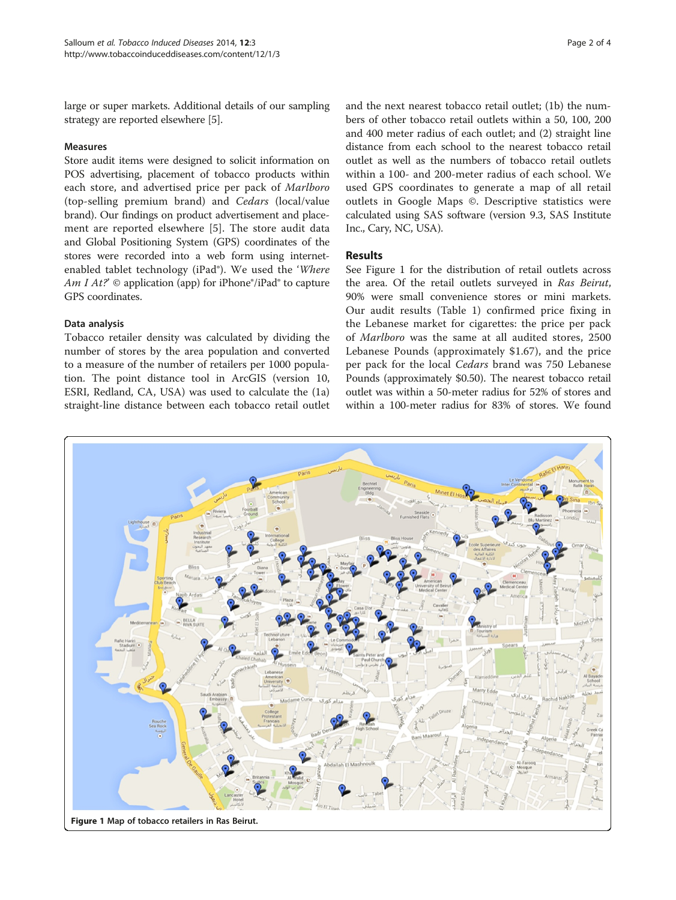large or super markets. Additional details of our sampling strategy are reported elsewhere [5].

### Measures

Store audit items were designed to solicit information on POS advertising, placement of tobacco products within each store, and advertised price per pack of *Marlboro* (top-selling premium brand) and *Cedars* (local/value brand). Our findings on product advertisement and placement are reported elsewhere [5]. The store audit data and Global Positioning System (GPS) coordinates of the stores were recorded into a web form using internet-enabled tablet technology (iPad®). We used the '*Where Am I At?*' © application (app) for iPhone®/iPad® to capture GPS coordinates.

### Data analysis

Tobacco retailer density was calculated by dividing the number of stores by the area population and converted to a measure of the number of retailers per 1000 population. The point distance tool in ArcGIS (version 10, ESRI, Redland, CA, USA) was used to calculate the (1a) straight-line distance between each tobacco retail outlet and the next nearest tobacco retail outlet; (1b) the numbers of other tobacco retail outlets within a 50, 100, 200 and 400 meter radius of each outlet; and (2) straight line distance from each school to the nearest tobacco retail outlet as well as the numbers of tobacco retail outlets within a 100- and 200-meter radius of each school. We used GPS coordinates to generate a map of all retail outlets in Google Maps ©. Descriptive statistics were calculated using SAS software (version 9.3, SAS Institute Inc., Cary, NC, USA).

## Results

See Figure 1 for the distribution of retail outlets across the area. Of the retail outlets surveyed in *Ras Beirut*, 90% were small convenience stores or mini markets. Our audit results (Table 1) confirmed price fixing in the Lebanese market for cigarettes: the price per pack of *Marlboro* was the same at all audited stores, 2500 Lebanese Pounds (approximately $1.67), and the price per pack for the local *Cedars* brand was 750 Lebanese Pounds (approximately $0.50). The nearest tobacco retail outlet was within a 50-meter radius for 52% of stores and within a 100-meter radius for 83% of stores. We found

**Figure 1** Map of tobacco retailers in Ras Beirut.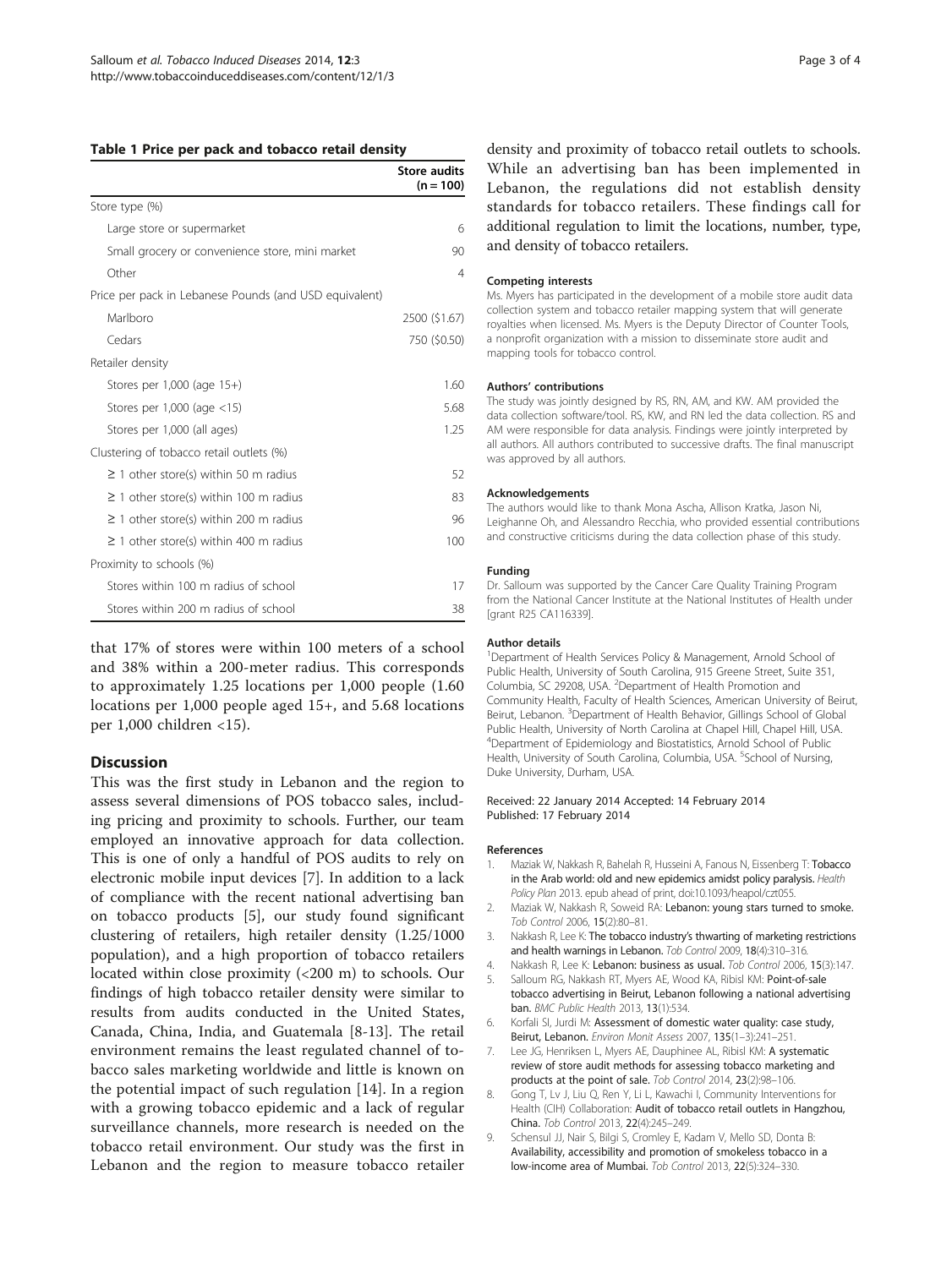**Table 1 Price per pack and tobacco retail density**

| | Store audits (n = 100) |
|---|---|
| Store type (%) | |
| Large store or supermarket | 6 |
| Small grocery or convenience store, mini market | 90 |
| Other | 4 |
| Price per pack in Lebanese Pounds (and USD equivalent) | |
| Marlboro | 2500 ($1.67) |
| Cedars | 750 ($0.50) |
| Retailer density | |
| Stores per 1,000 (age 15+) | 1.60 |
| Stores per 1,000 (age <15) | 5.68 |
| Stores per 1,000 (all ages) | 1.25 |
| Clustering of tobacco retail outlets (%) | |
| ≥ 1 other store(s) within 50 m radius | 52 |
| ≥ 1 other store(s) within 100 m radius | 83 |
| ≥ 1 other store(s) within 200 m radius | 96 |
| ≥ 1 other store(s) within 400 m radius | 100 |
| Proximity to schools (%) | |
| Stores within 100 m radius of school | 17 |
| Stores within 200 m radius of school | 38 |

that 17% of stores were within 100 meters of a school and 38% within a 200-meter radius. This corresponds to approximately 1.25 locations per 1,000 people (1.60 locations per 1,000 people aged 15+, and 5.68 locations per 1,000 children <15).

## Discussion

This was the first study in Lebanon and the region to assess several dimensions of POS tobacco sales, including pricing and proximity to schools. Further, our team employed an innovative approach for data collection. This is one of only a handful of POS audits to rely on electronic mobile input devices [7]. In addition to a lack of compliance with the recent national advertising ban on tobacco products [5], our study found significant clustering of retailers, high retailer density (1.25/1000 population), and a high proportion of tobacco retailers located within close proximity (<200 m) to schools. Our findings of high tobacco retailer density were similar to results from audits conducted in the United States, Canada, China, India, and Guatemala [8-13]. The retail environment remains the least regulated channel of tobacco sales marketing worldwide and little is known on the potential impact of such regulation [14]. In a region with a growing tobacco epidemic and a lack of regular surveillance channels, more research is needed on the tobacco retail environment. Our study was the first in Lebanon and the region to measure tobacco retailer density and proximity of tobacco retail outlets to schools. While an advertising ban has been implemented in Lebanon, the regulations did not establish density standards for tobacco retailers. These findings call for additional regulation to limit the locations, number, type, and density of tobacco retailers.

#### Competing interests

Ms. Myers has participated in the development of a mobile store audit data collection system and tobacco retailer mapping system that will generate royalties when licensed. Ms. Myers is the Deputy Director of Counter Tools, a nonprofit organization with a mission to disseminate store audit and mapping tools for tobacco control.

#### Authors' contributions

The study was jointly designed by RS, RN, AM, and KW. AM provided the data collection software/tool. RS, KW, and RN led the data collection. RS and AM were responsible for data analysis. Findings were jointly interpreted by all authors. All authors contributed to successive drafts. The final manuscript was approved by all authors.

#### Acknowledgements

The authors would like to thank Mona Ascha, Allison Kratka, Jason Ni, Leighanne Oh, and Alessandro Recchia, who provided essential contributions and constructive criticisms during the data collection phase of this study.

#### Funding

Dr. Salloum was supported by the Cancer Care Quality Training Program from the National Cancer Institute at the National Institutes of Health under [grant R25 CA116339].

#### Author details

[1]Department of Health Services Policy & Management, Arnold School of Public Health, University of South Carolina, 915 Greene Street, Suite 351, Columbia, SC 29208, USA. [2]Department of Health Promotion and Community Health, Faculty of Health Sciences, American University of Beirut, Beirut, Lebanon. [3]Department of Health Behavior, Gillings School of Global Public Health, University of North Carolina at Chapel Hill, Chapel Hill, USA. [4]Department of Epidemiology and Biostatistics, Arnold School of Public Health, University of South Carolina, Columbia, USA. [5]School of Nursing, Duke University, Durham, USA.

Received: 22 January 2014 Accepted: 14 February 2014
Published: 17 February 2014

#### References

1. Maziak W, Nakkash R, Bahelah R, Husseini A, Fanous N, Eissenberg T: **Tobacco in the Arab world: old and new epidemics amidst policy paralysis.** *Health Policy Plan* 2013. epub ahead of print, doi:10.1093/heapol/czt055.
2. Maziak W, Nakkash R, Soweid RA: **Lebanon: young stars turned to smoke.** *Tob Control* 2006, **15**(2):80–81.
3. Nakkash R, Lee K: **The tobacco industry's thwarting of marketing restrictions and health warnings in Lebanon.** *Tob Control* 2009, **18**(4):310–316.
4. Nakkash R, Lee K: **Lebanon: business as usual.** *Tob Control* 2006, **15**(3):147.
5. Salloum RG, Nakkash RT, Myers AE, Wood KA, Ribisl KM: **Point-of-sale tobacco advertising in Beirut, Lebanon following a national advertising ban.** *BMC Public Health* 2013, **13**(1):534.
6. Korfali SI, Jurdi M: **Assessment of domestic water quality: case study, Beirut, Lebanon.** *Environ Monit Assess* 2007, **135**(1–3):241–251.
7. Lee JG, Henriksen L, Myers AE, Dauphinee AL, Ribisl KM: **A systematic review of store audit methods for assessing tobacco marketing and products at the point of sale.** *Tob Control* 2014, **23**(2):98–106.
8. Gong T, Lv J, Liu Q, Ren Y, Li L, Kawachi I, Community Interventions for Health (CIH) Collaboration: **Audit of tobacco retail outlets in Hangzhou, China.** *Tob Control* 2013, **22**(4):245–249.
9. Schensul JJ, Nair S, Bilgi S, Cromley E, Kadam V, Mello SD, Donta B: **Availability, accessibility and promotion of smokeless tobacco in a low-income area of Mumbai.** *Tob Control* 2013, **22**(5):324–330.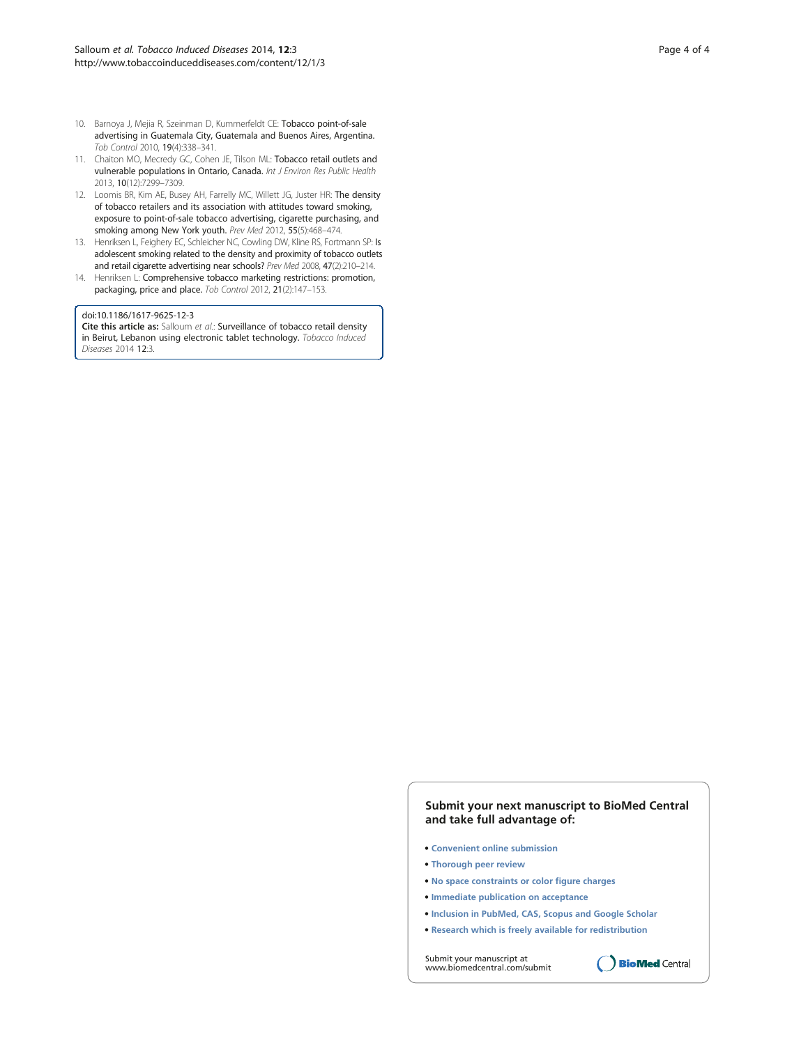10. Barnoya J, Mejia R, Szeinman D, Kummerfeldt CE: **Tobacco point-of-sale advertising in Guatemala City, Guatemala and Buenos Aires, Argentina.** *Tob Control* 2010, **19**(4):338–341.
11. Chaiton MO, Mecredy GC, Cohen JE, Tilson ML: **Tobacco retail outlets and vulnerable populations in Ontario, Canada.** *Int J Environ Res Public Health* 2013, **10**(12):7299–7309.
12. Loomis BR, Kim AE, Busey AH, Farrelly MC, Willett JG, Juster HR: **The density of tobacco retailers and its association with attitudes toward smoking, exposure to point-of-sale tobacco advertising, cigarette purchasing, and smoking among New York youth.** *Prev Med* 2012, **55**(5):468–474.
13. Henriksen L, Feighery EC, Schleicher NC, Cowling DW, Kline RS, Fortmann SP: **Is adolescent smoking related to the density and proximity of tobacco outlets and retail cigarette advertising near schools?** *Prev Med* 2008, **47**(2):210–214.
14. Henriksen L: **Comprehensive tobacco marketing restrictions: promotion, packaging, price and place.** *Tob Control* 2012, **21**(2):147–153.

doi:10.1186/1617-9625-12-3
**Cite this article as:** Salloum *et al.*: Surveillance of tobacco retail density in Beirut, Lebanon using electronic tablet technology. *Tobacco Induced Diseases* 2014 **12**:3.

**Submit your next manuscript to BioMed Central and take full advantage of:**

- **Convenient online submission**
- **Thorough peer review**
- **No space constraints or color figure charges**
- **Immediate publication on acceptance**
- **Inclusion in PubMed, CAS, Scopus and Google Scholar**
- **Research which is freely available for redistribution**

Submit your manuscript at
www.biomedcentral.com/submit

BioMed Central